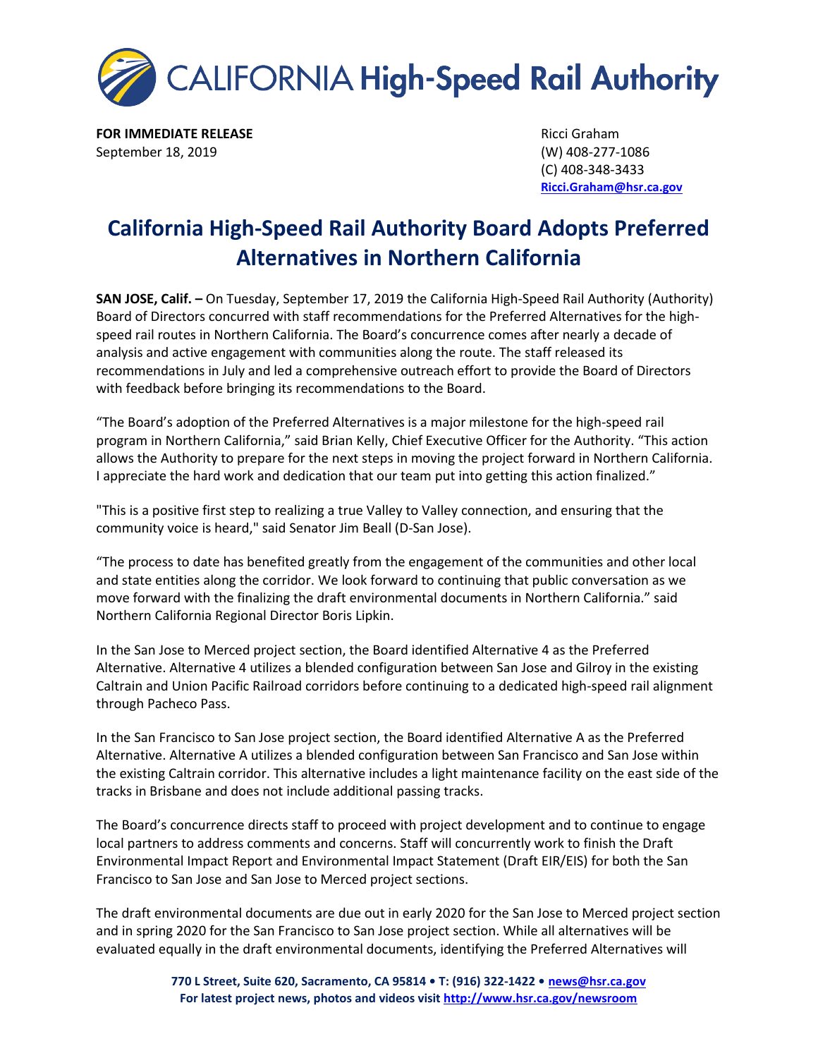CALIFORNIA High-Speed Rail Authority

**FOR IMMEDIATE RELEASE**
September 18, 2019

Ricci Graham
(W) 408-277-1086
(C) 408-348-3433
**Ricci.Graham@hsr.ca.gov**

# California High-Speed Rail Authority Board Adopts Preferred Alternatives in Northern California

**SAN JOSE, Calif. –** On Tuesday, September 17, 2019 the California High-Speed Rail Authority (Authority) Board of Directors concurred with staff recommendations for the Preferred Alternatives for the high-speed rail routes in Northern California. The Board's concurrence comes after nearly a decade of analysis and active engagement with communities along the route. The staff released its recommendations in July and led a comprehensive outreach effort to provide the Board of Directors with feedback before bringing its recommendations to the Board.

"The Board's adoption of the Preferred Alternatives is a major milestone for the high-speed rail program in Northern California," said Brian Kelly, Chief Executive Officer for the Authority. "This action allows the Authority to prepare for the next steps in moving the project forward in Northern California. I appreciate the hard work and dedication that our team put into getting this action finalized."

"This is a positive first step to realizing a true Valley to Valley connection, and ensuring that the community voice is heard," said Senator Jim Beall (D-San Jose).

"The process to date has benefited greatly from the engagement of the communities and other local and state entities along the corridor. We look forward to continuing that public conversation as we move forward with the finalizing the draft environmental documents in Northern California." said Northern California Regional Director Boris Lipkin.

In the San Jose to Merced project section, the Board identified Alternative 4 as the Preferred Alternative. Alternative 4 utilizes a blended configuration between San Jose and Gilroy in the existing Caltrain and Union Pacific Railroad corridors before continuing to a dedicated high-speed rail alignment through Pacheco Pass.

In the San Francisco to San Jose project section, the Board identified Alternative A as the Preferred Alternative. Alternative A utilizes a blended configuration between San Francisco and San Jose within the existing Caltrain corridor. This alternative includes a light maintenance facility on the east side of the tracks in Brisbane and does not include additional passing tracks.

The Board's concurrence directs staff to proceed with project development and to continue to engage local partners to address comments and concerns. Staff will concurrently work to finish the Draft Environmental Impact Report and Environmental Impact Statement (Draft EIR/EIS) for both the San Francisco to San Jose and San Jose to Merced project sections.

The draft environmental documents are due out in early 2020 for the San Jose to Merced project section and in spring 2020 for the San Francisco to San Jose project section. While all alternatives will be evaluated equally in the draft environmental documents, identifying the Preferred Alternatives will

**770 L Street, Suite 620, Sacramento, CA 95814 • T: (916) 322-1422 • news@hsr.ca.gov**
**For latest project news, photos and videos visit http://www.hsr.ca.gov/newsroom**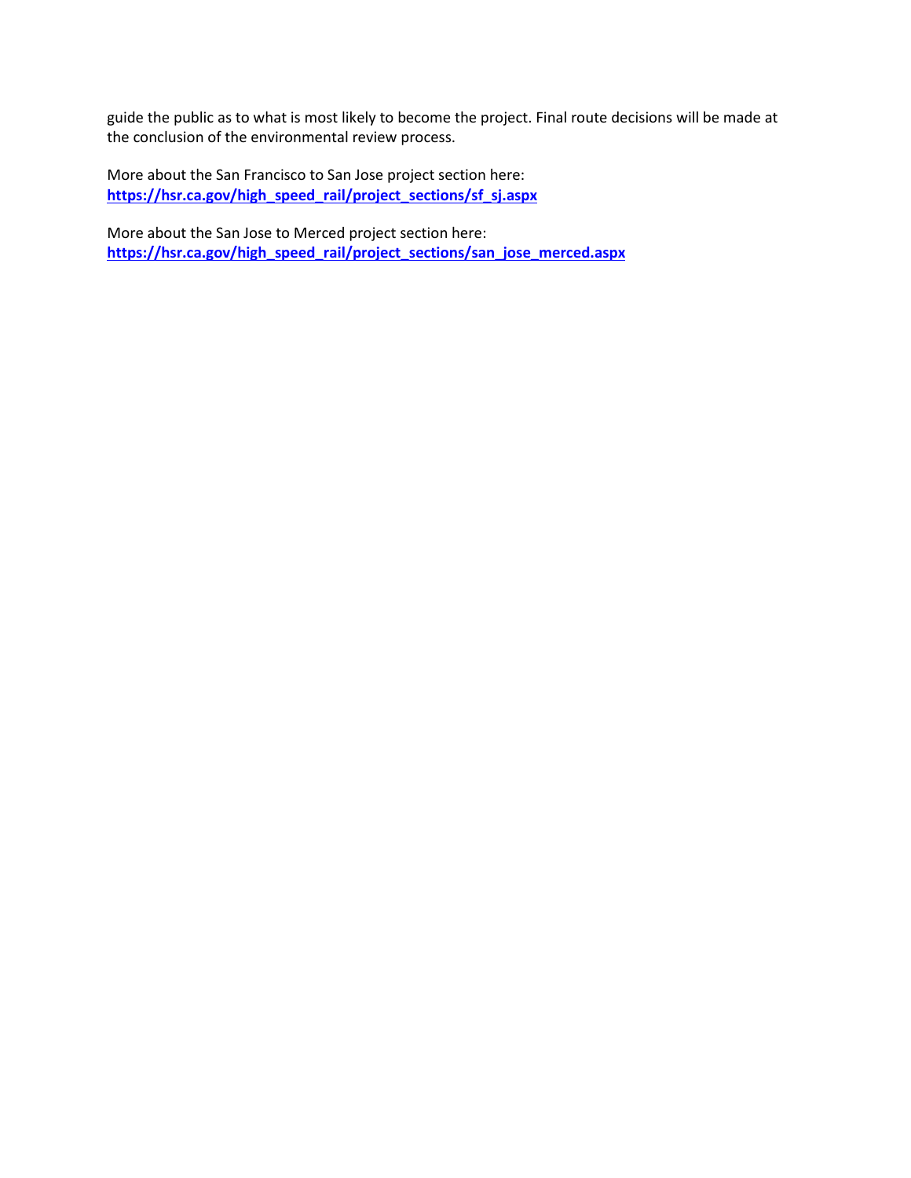guide the public as to what is most likely to become the project. Final route decisions will be made at the conclusion of the environmental review process.

More about the San Francisco to San Jose project section here:
**https://hsr.ca.gov/high_speed_rail/project_sections/sf_sj.aspx**

More about the San Jose to Merced project section here:
**https://hsr.ca.gov/high_speed_rail/project_sections/san_jose_merced.aspx**